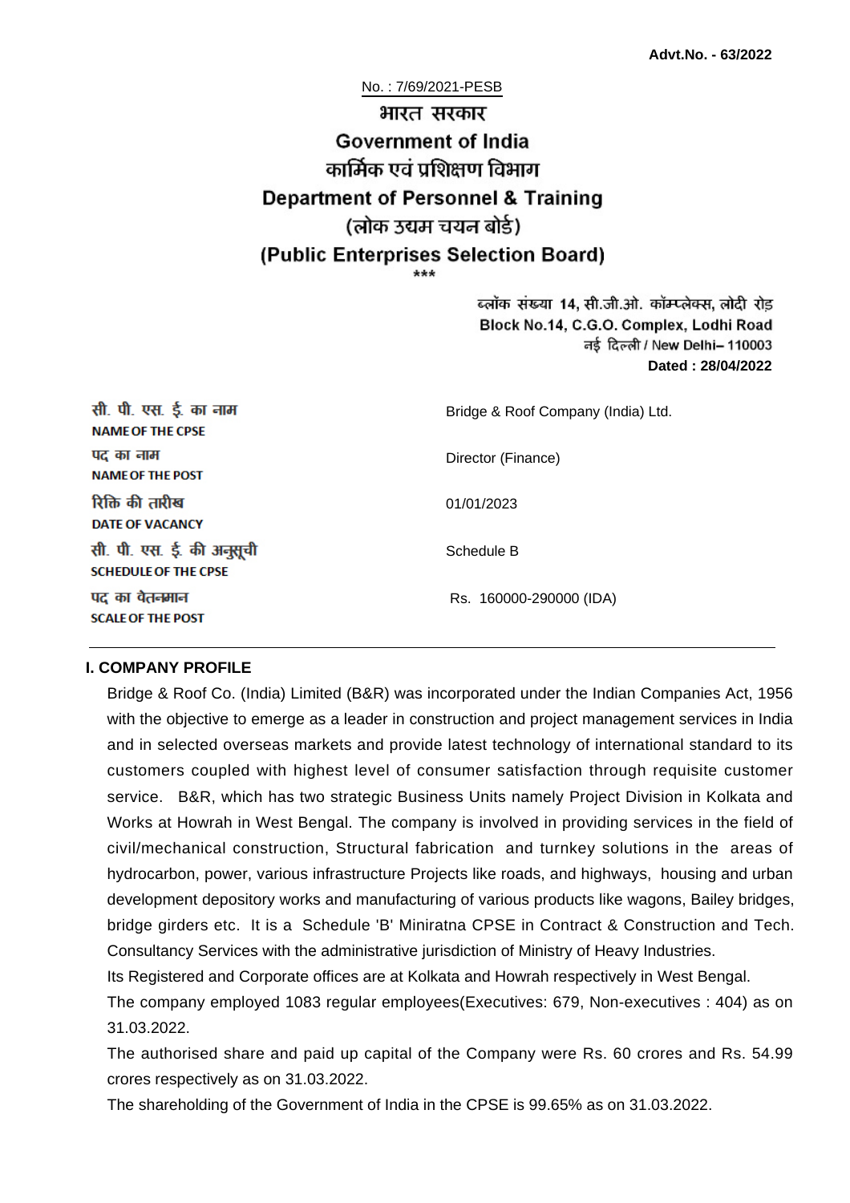**Advt.No. - 63/2022**

No. : 7/69/2021-PESB

# भारत सरकार
# Government of India
## कार्मिक एवं प्रशिक्षण विभाग
## Department of Personnel & Training
## (लोक उद्यम चयन बोर्ड)
## (Public Enterprises Selection Board)

\*\*\*

ब्लॉक संख्या 14, सी.जी.ओ. कॉम्प्लेक्स, लोदी रोड
Block No.14, C.G.O. Complex, Lodhi Road
नई दिल्ली / New Delhi– 110003
**Dated : 28/04/2022**

| | |
|---|---|
| सी. पी. एस. ई. का नाम<br>**NAME OF THE CPSE** | Bridge & Roof Company (India) Ltd. |
| पद का नाम<br>**NAME OF THE POST** | Director (Finance) |
| रिक्ति की तारीख<br>**DATE OF VACANCY** | 01/01/2023 |
| सी. पी. एस. ई. की अनुसूची<br>**SCHEDULE OF THE CPSE** | Schedule B |
| पद का वेतनमान<br>**SCALE OF THE POST** | Rs. 160000-290000 (IDA) |

### I. COMPANY PROFILE

Bridge & Roof Co. (India) Limited (B&R) was incorporated under the Indian Companies Act, 1956 with the objective to emerge as a leader in construction and project management services in India and in selected overseas markets and provide latest technology of international standard to its customers coupled with highest level of consumer satisfaction through requisite customer service. B&R, which has two strategic Business Units namely Project Division in Kolkata and Works at Howrah in West Bengal. The company is involved in providing services in the field of civil/mechanical construction, Structural fabrication and turnkey solutions in the areas of hydrocarbon, power, various infrastructure Projects like roads, and highways, housing and urban development depository works and manufacturing of various products like wagons, Bailey bridges, bridge girders etc. It is a Schedule 'B' Miniratna CPSE in Contract & Construction and Tech. Consultancy Services with the administrative jurisdiction of Ministry of Heavy Industries.

Its Registered and Corporate offices are at Kolkata and Howrah respectively in West Bengal.

The company employed 1083 regular employees(Executives: 679, Non-executives : 404) as on 31.03.2022.

The authorised share and paid up capital of the Company were Rs. 60 crores and Rs. 54.99 crores respectively as on 31.03.2022.

The shareholding of the Government of India in the CPSE is 99.65% as on 31.03.2022.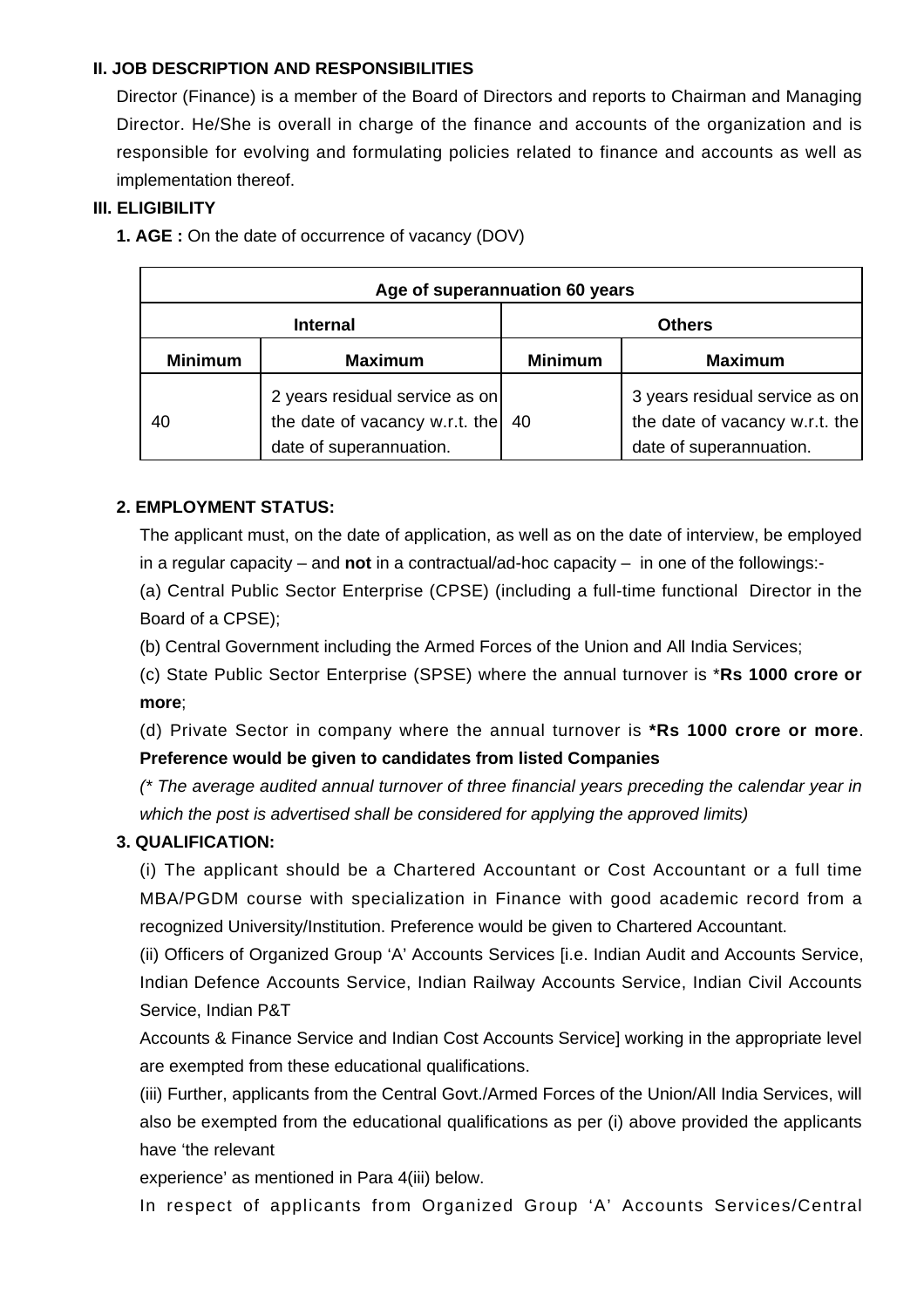**II. JOB DESCRIPTION AND RESPONSIBILITIES**

Director (Finance) is a member of the Board of Directors and reports to Chairman and Managing Director. He/She is overall in charge of the finance and accounts of the organization and is responsible for evolving and formulating policies related to finance and accounts as well as implementation thereof.

**III. ELIGIBILITY**

**1. AGE :** On the date of occurrence of vacancy (DOV)

| Age of superannuation 60 years | | | |
|---|---|---|---|
| **Internal** | | **Others** | |
| **Minimum** | **Maximum** | **Minimum** | **Maximum** |
| 40 | 2 years residual service as on the date of vacancy w.r.t. the date of superannuation. | 40 | 3 years residual service as on the date of vacancy w.r.t. the date of superannuation. |

**2. EMPLOYMENT STATUS:**

The applicant must, on the date of application, as well as on the date of interview, be employed in a regular capacity – and **not** in a contractual/ad-hoc capacity – in one of the followings:-

(a) Central Public Sector Enterprise (CPSE) (including a full-time functional Director in the Board of a CPSE);

(b) Central Government including the Armed Forces of the Union and All India Services;

(c) State Public Sector Enterprise (SPSE) where the annual turnover is ***Rs 1000 crore or more**;

(d) Private Sector in company where the annual turnover is ***Rs 1000 crore or more**. **Preference would be given to candidates from listed Companies**

*(* The average audited annual turnover of three financial years preceding the calendar year in which the post is advertised shall be considered for applying the approved limits)*

**3. QUALIFICATION:**

(i) The applicant should be a Chartered Accountant or Cost Accountant or a full time MBA/PGDM course with specialization in Finance with good academic record from a recognized University/Institution. Preference would be given to Chartered Accountant.

(ii) Officers of Organized Group 'A' Accounts Services [i.e. Indian Audit and Accounts Service, Indian Defence Accounts Service, Indian Railway Accounts Service, Indian Civil Accounts Service, Indian P&T Accounts & Finance Service and Indian Cost Accounts Service] working in the appropriate level are exempted from these educational qualifications.

(iii) Further, applicants from the Central Govt./Armed Forces of the Union/All India Services, will also be exempted from the educational qualifications as per (i) above provided the applicants have 'the relevant experience' as mentioned in Para 4(iii) below.

In respect of applicants from Organized Group 'A' Accounts Services/Central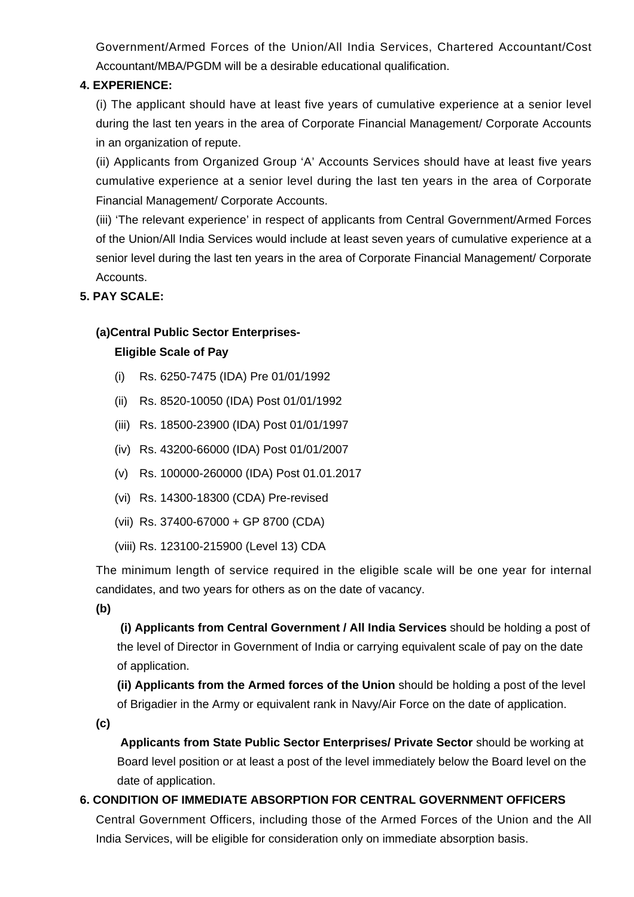Government/Armed Forces of the Union/All India Services, Chartered Accountant/Cost Accountant/MBA/PGDM will be a desirable educational qualification.

**4. EXPERIENCE:**

(i) The applicant should have at least five years of cumulative experience at a senior level during the last ten years in the area of Corporate Financial Management/ Corporate Accounts in an organization of repute.

(ii) Applicants from Organized Group 'A' Accounts Services should have at least five years cumulative experience at a senior level during the last ten years in the area of Corporate Financial Management/ Corporate Accounts.

(iii) 'The relevant experience' in respect of applicants from Central Government/Armed Forces of the Union/All India Services would include at least seven years of cumulative experience at a senior level during the last ten years in the area of Corporate Financial Management/ Corporate Accounts.

**5. PAY SCALE:**

**(a)Central Public Sector Enterprises-**

**Eligible Scale of Pay**

(i) Rs. 6250-7475 (IDA) Pre 01/01/1992

(ii) Rs. 8520-10050 (IDA) Post 01/01/1992

(iii) Rs. 18500-23900 (IDA) Post 01/01/1997

(iv) Rs. 43200-66000 (IDA) Post 01/01/2007

(v) Rs. 100000-260000 (IDA) Post 01.01.2017

(vi) Rs. 14300-18300 (CDA) Pre-revised

(vii) Rs. 37400-67000 + GP 8700 (CDA)

(viii) Rs. 123100-215900 (Level 13) CDA

The minimum length of service required in the eligible scale will be one year for internal candidates, and two years for others as on the date of vacancy.

**(b)**

**(i) Applicants from Central Government / All India Services** should be holding a post of the level of Director in Government of India or carrying equivalent scale of pay on the date of application.

**(ii) Applicants from the Armed forces of the Union** should be holding a post of the level of Brigadier in the Army or equivalent rank in Navy/Air Force on the date of application.

**(c)**

**Applicants from State Public Sector Enterprises/ Private Sector** should be working at Board level position or at least a post of the level immediately below the Board level on the date of application.

**6. CONDITION OF IMMEDIATE ABSORPTION FOR CENTRAL GOVERNMENT OFFICERS**

Central Government Officers, including those of the Armed Forces of the Union and the All India Services, will be eligible for consideration only on immediate absorption basis.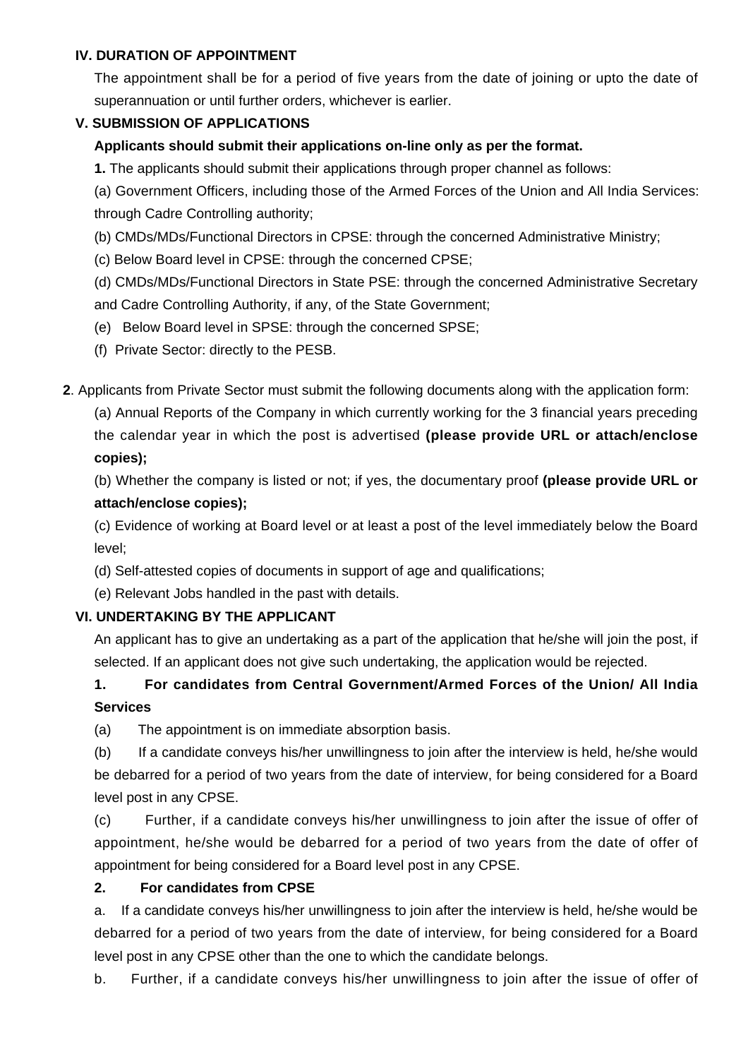### IV. DURATION OF APPOINTMENT

The appointment shall be for a period of five years from the date of joining or upto the date of superannuation or until further orders, whichever is earlier.

### V. SUBMISSION OF APPLICATIONS

**Applicants should submit their applications on-line only as per the format.**

**1.** The applicants should submit their applications through proper channel as follows:

(a) Government Officers, including those of the Armed Forces of the Union and All India Services: through Cadre Controlling authority;

(b) CMDs/MDs/Functional Directors in CPSE: through the concerned Administrative Ministry;

(c) Below Board level in CPSE: through the concerned CPSE;

(d) CMDs/MDs/Functional Directors in State PSE: through the concerned Administrative Secretary and Cadre Controlling Authority, if any, of the State Government;

(e) Below Board level in SPSE: through the concerned SPSE;

(f) Private Sector: directly to the PESB.

**2**. Applicants from Private Sector must submit the following documents along with the application form:

(a) Annual Reports of the Company in which currently working for the 3 financial years preceding the calendar year in which the post is advertised **(please provide URL or attach/enclose copies);**

(b) Whether the company is listed or not; if yes, the documentary proof **(please provide URL or attach/enclose copies);**

(c) Evidence of working at Board level or at least a post of the level immediately below the Board level;

(d) Self-attested copies of documents in support of age and qualifications;

(e) Relevant Jobs handled in the past with details.

### VI. UNDERTAKING BY THE APPLICANT

An applicant has to give an undertaking as a part of the application that he/she will join the post, if selected. If an applicant does not give such undertaking, the application would be rejected.

**1. For candidates from Central Government/Armed Forces of the Union/ All India Services**

(a) The appointment is on immediate absorption basis.

(b) If a candidate conveys his/her unwillingness to join after the interview is held, he/she would be debarred for a period of two years from the date of interview, for being considered for a Board level post in any CPSE.

(c) Further, if a candidate conveys his/her unwillingness to join after the issue of offer of appointment, he/she would be debarred for a period of two years from the date of offer of appointment for being considered for a Board level post in any CPSE.

**2. For candidates from CPSE**

a. If a candidate conveys his/her unwillingness to join after the interview is held, he/she would be debarred for a period of two years from the date of interview, for being considered for a Board level post in any CPSE other than the one to which the candidate belongs.

b. Further, if a candidate conveys his/her unwillingness to join after the issue of offer of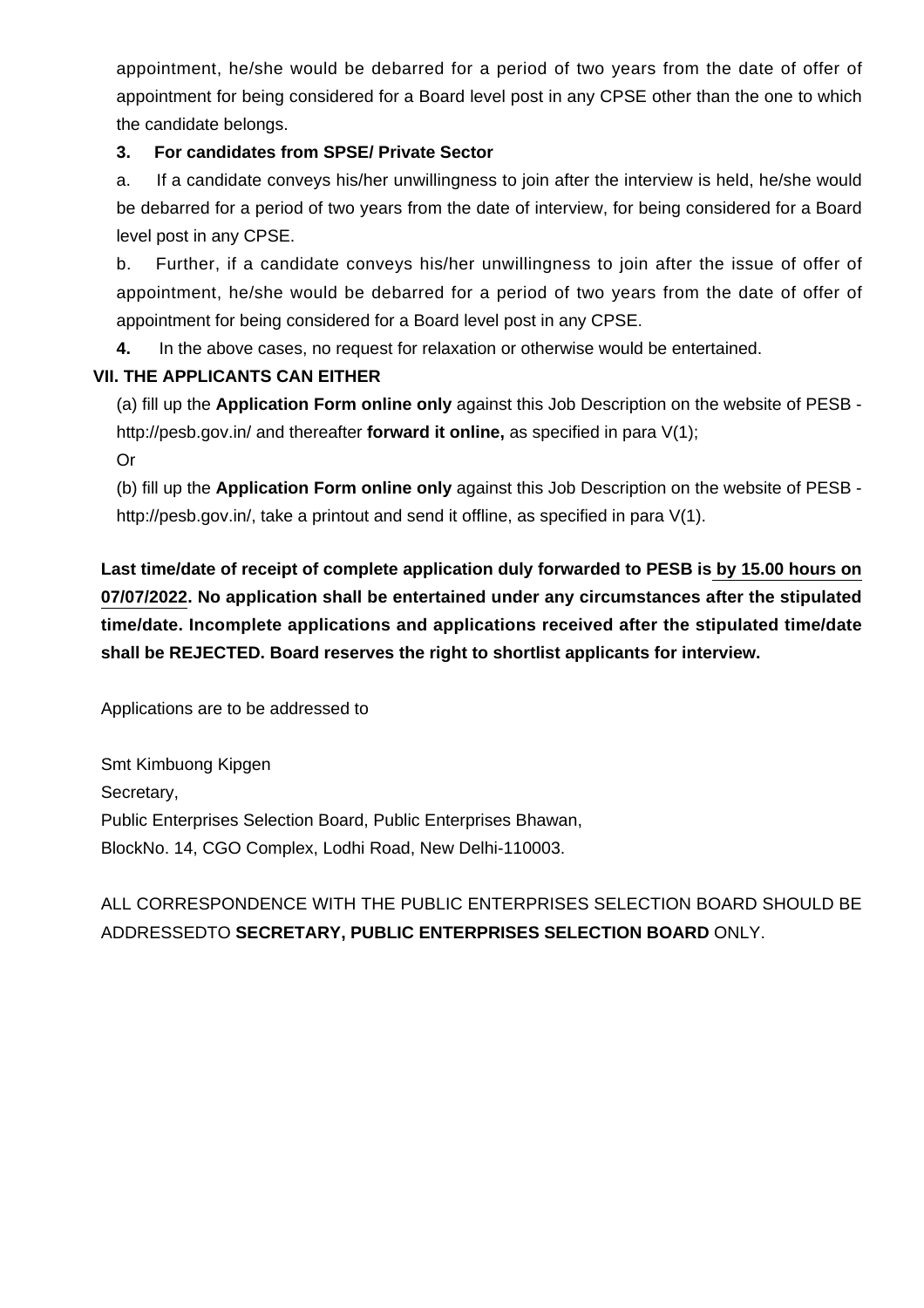appointment, he/she would be debarred for a period of two years from the date of offer of appointment for being considered for a Board level post in any CPSE other than the one to which the candidate belongs.

**3. For candidates from SPSE/ Private Sector**

a. If a candidate conveys his/her unwillingness to join after the interview is held, he/she would be debarred for a period of two years from the date of interview, for being considered for a Board level post in any CPSE.

b. Further, if a candidate conveys his/her unwillingness to join after the issue of offer of appointment, he/she would be debarred for a period of two years from the date of offer of appointment for being considered for a Board level post in any CPSE.

**4.** In the above cases, no request for relaxation or otherwise would be entertained.

**VII. THE APPLICANTS CAN EITHER**

(a) fill up the **Application Form online only** against this Job Description on the website of PESB - http://pesb.gov.in/ and thereafter **forward it online,** as specified in para V(1);

Or

(b) fill up the **Application Form online only** against this Job Description on the website of PESB - http://pesb.gov.in/, take a printout and send it offline, as specified in para V(1).

**Last time/date of receipt of complete application duly forwarded to PESB is by 15.00 hours on 07/07/2022. No application shall be entertained under any circumstances after the stipulated time/date. Incomplete applications and applications received after the stipulated time/date shall be REJECTED. Board reserves the right to shortlist applicants for interview.**

Applications are to be addressed to

Smt Kimbuong Kipgen
Secretary,
Public Enterprises Selection Board, Public Enterprises Bhawan,
BlockNo. 14, CGO Complex, Lodhi Road, New Delhi-110003.

ALL CORRESPONDENCE WITH THE PUBLIC ENTERPRISES SELECTION BOARD SHOULD BE ADDRESSEDTO **SECRETARY, PUBLIC ENTERPRISES SELECTION BOARD** ONLY.